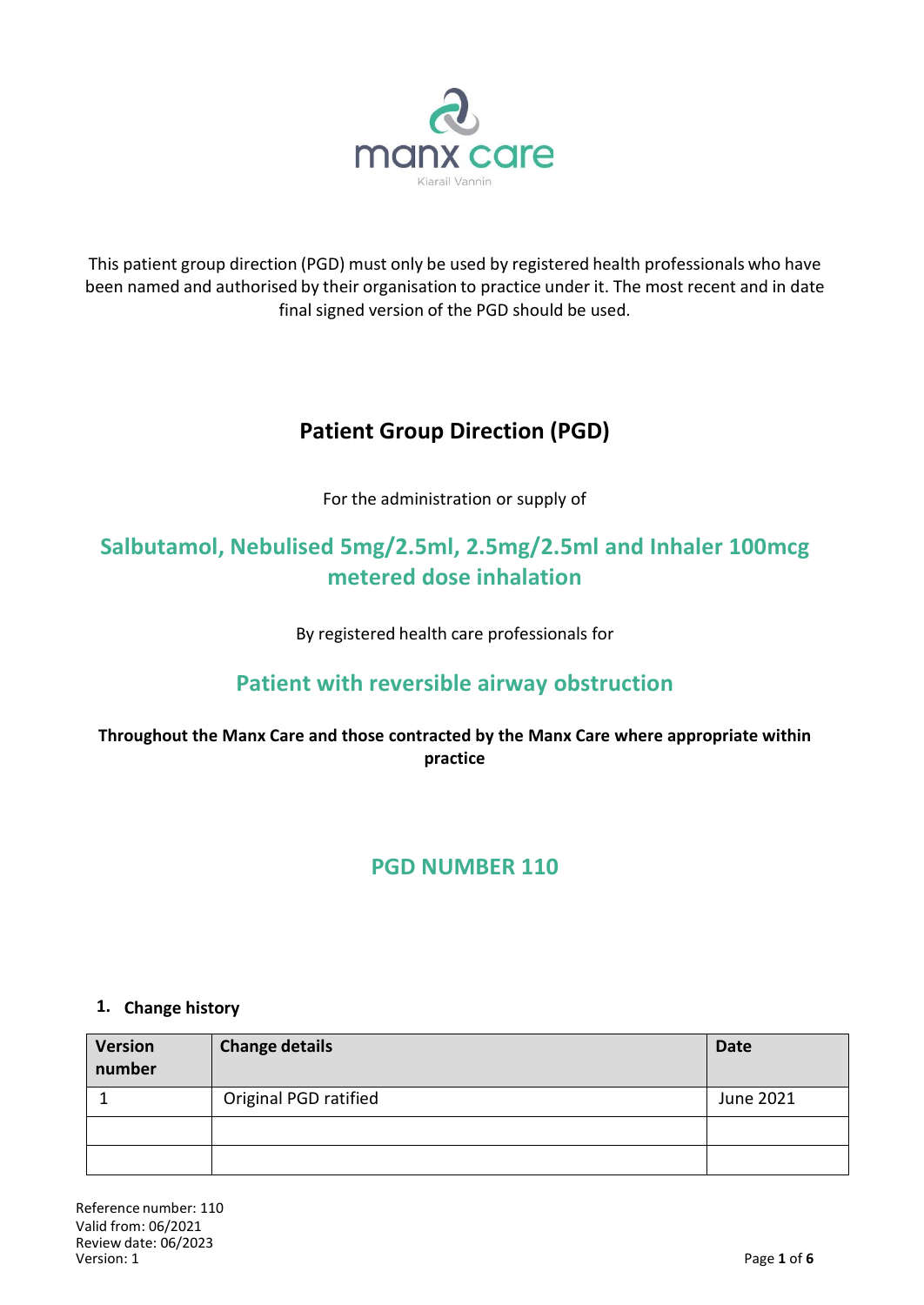manx care

Kiarail Vannin

This patient group direction (PGD) must only be used by registered health professionals who have been named and authorised by their organisation to practice under it. The most recent and in date final signed version of the PGD should be used.

# Patient Group Direction (PGD)

For the administration or supply of

## Salbutamol, Nebulised 5mg/2.5ml, 2.5mg/2.5ml and Inhaler 100mcg metered dose inhalation

By registered health care professionals for

## Patient with reversible airway obstruction

**Throughout the Manx Care and those contracted by the Manx Care where appropriate within practice**

## PGD NUMBER 110

### 1. Change history

| Version number | Change details | Date |
|---|---|---|
| 1 | Original PGD ratified | June 2021 |
| | | |
| | | |

Reference number: 110
Valid from: 06/2021
Review date: 06/2023
Version: 1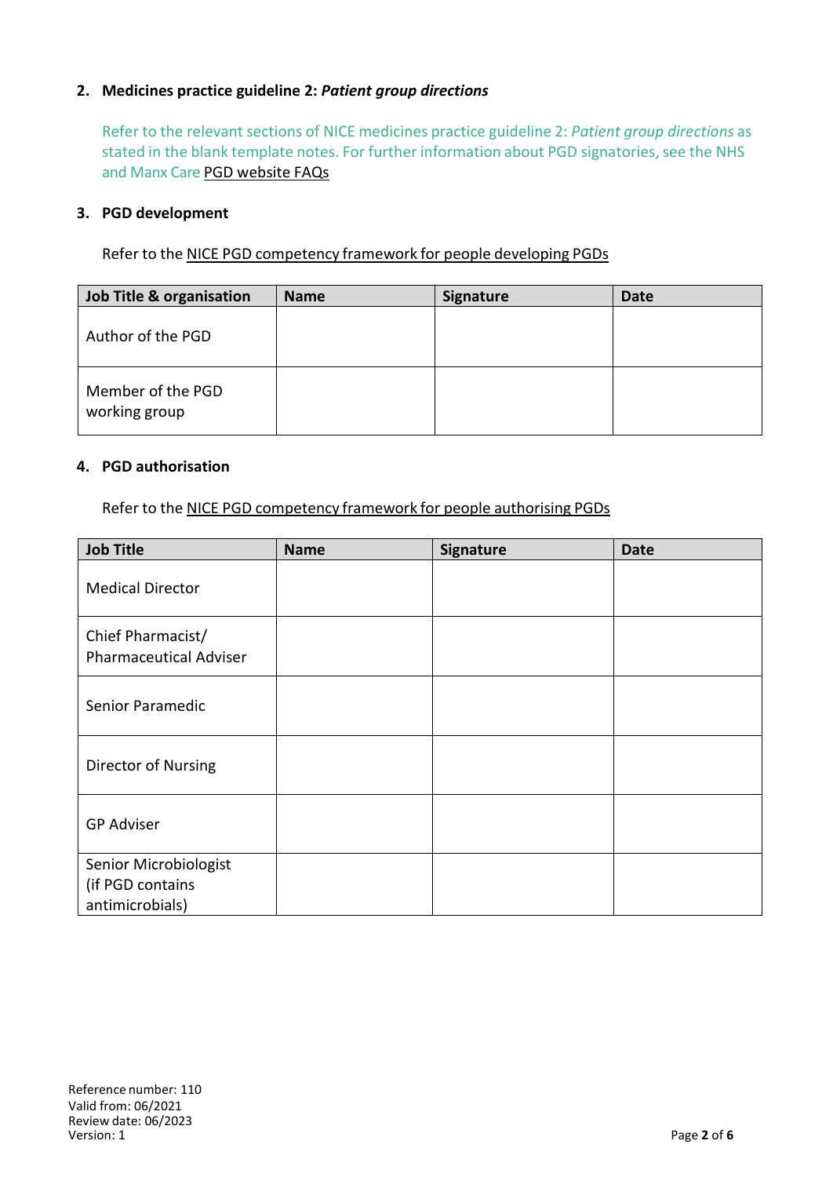## 2. Medicines practice guideline 2: *Patient group directions*

Refer to the relevant sections of NICE medicines practice guideline 2: *Patient group directions* as stated in the blank template notes. For further information about PGD signatories, see the NHS and Manx Care PGD website FAQs

## 3. PGD development

Refer to the NICE PGD competency framework for people developing PGDs

| Job Title & organisation | Name | Signature | Date |
|---|---|---|---|
| Author of the PGD | | | |
| Member of the PGD working group | | | |

## 4. PGD authorisation

Refer to the NICE PGD competency framework for people authorising PGDs

| Job Title | Name | Signature | Date |
|---|---|---|---|
| Medical Director | | | |
| Chief Pharmacist/ Pharmaceutical Adviser | | | |
| Senior Paramedic | | | |
| Director of Nursing | | | |
| GP Adviser | | | |
| Senior Microbiologist (if PGD contains antimicrobials) | | | |

Reference number: 110
Valid from: 06/2021
Review date: 06/2023
Version: 1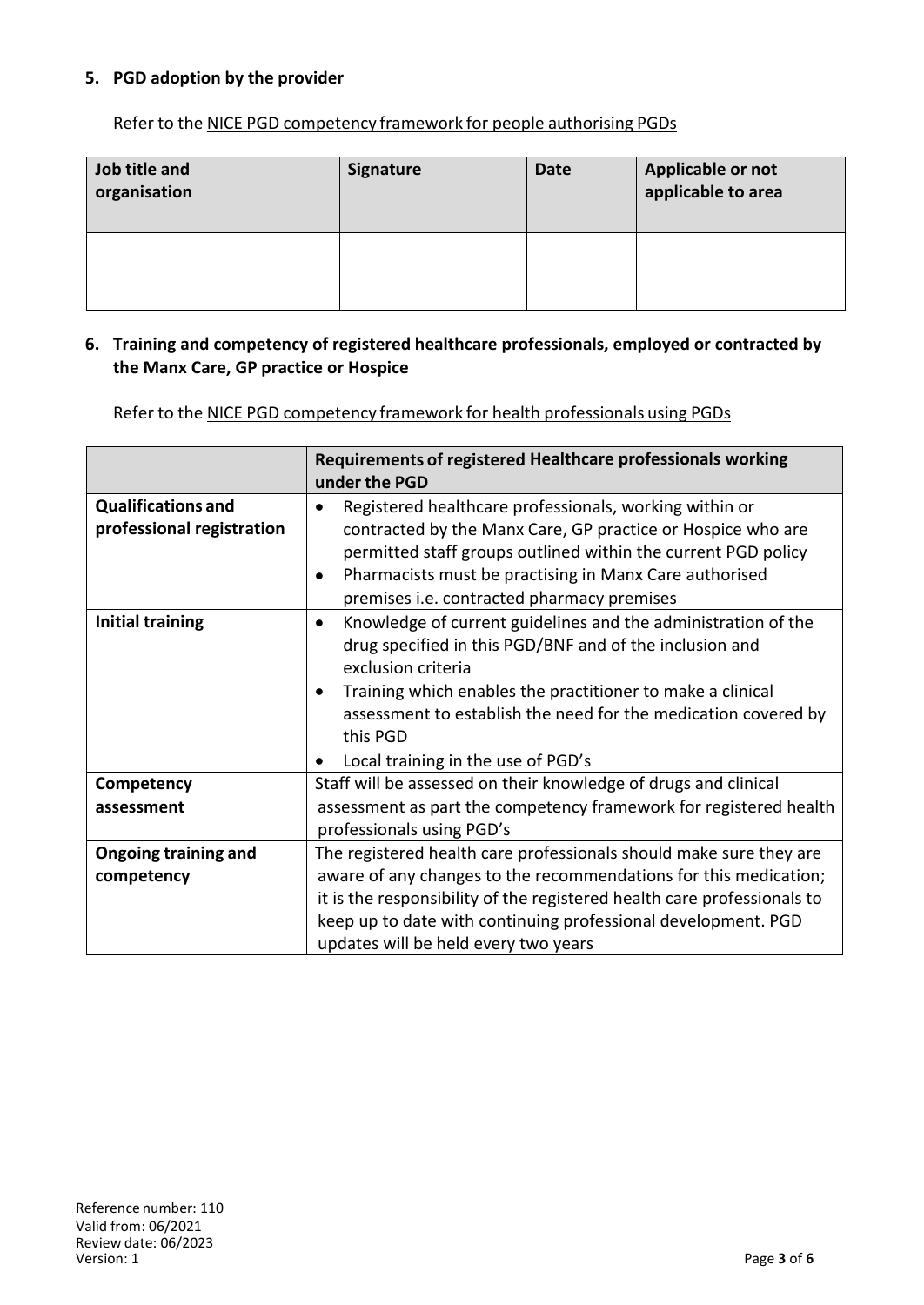## 5. PGD adoption by the provider

Refer to the NICE PGD competency framework for people authorising PGDs

| Job title and organisation | Signature | Date | Applicable or not applicable to area |
|---|---|---|---|
| | | | |

## 6. Training and competency of registered healthcare professionals, employed or contracted by the Manx Care, GP practice or Hospice

Refer to the NICE PGD competency framework for health professionals using PGDs

| | Requirements of registered Healthcare professionals working under the PGD |
|---|---|
| **Qualifications and professional registration** | • Registered healthcare professionals, working within or contracted by the Manx Care, GP practice or Hospice who are permitted staff groups outlined within the current PGD policy<br>• Pharmacists must be practising in Manx Care authorised premises i.e. contracted pharmacy premises |
| **Initial training** | • Knowledge of current guidelines and the administration of the drug specified in this PGD/BNF and of the inclusion and exclusion criteria<br>• Training which enables the practitioner to make a clinical assessment to establish the need for the medication covered by this PGD<br>• Local training in the use of PGD's |
| **Competency assessment** | Staff will be assessed on their knowledge of drugs and clinical assessment as part the competency framework for registered health professionals using PGD's |
| **Ongoing training and competency** | The registered health care professionals should make sure they are aware of any changes to the recommendations for this medication; it is the responsibility of the registered health care professionals to keep up to date with continuing professional development. PGD updates will be held every two years |

Reference number: 110
Valid from: 06/2021
Review date: 06/2023
Version: 1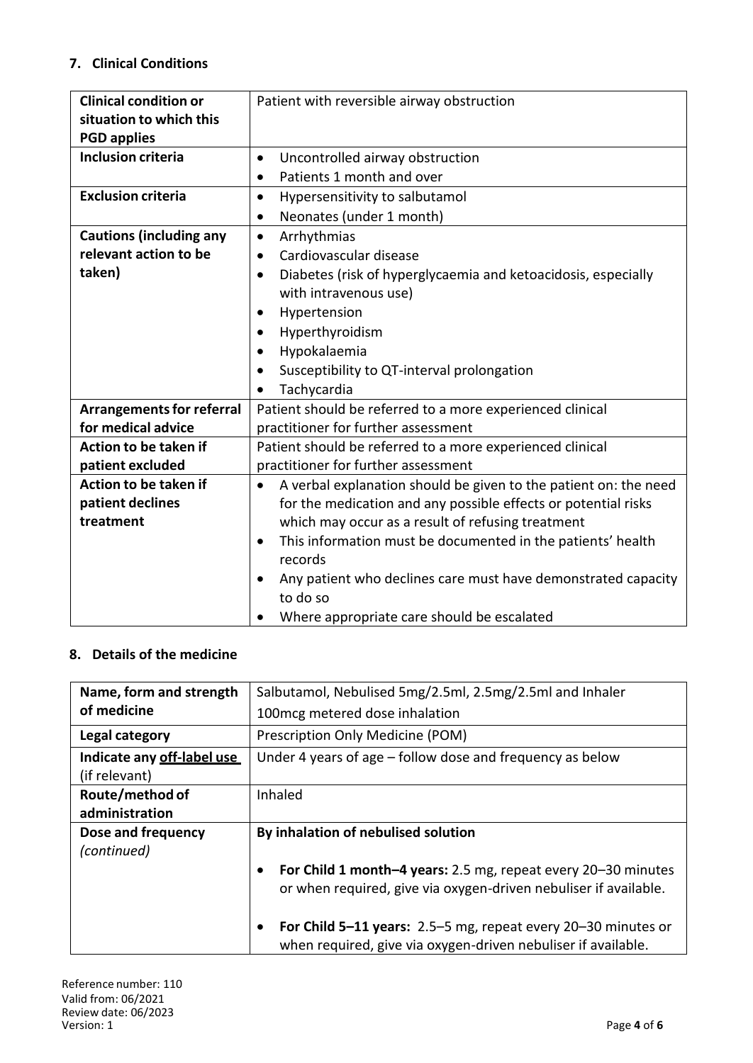## 7. Clinical Conditions

| | |
|---|---|
| **Clinical condition or situation to which this PGD applies** | Patient with reversible airway obstruction |
| **Inclusion criteria** | • Uncontrolled airway obstruction<br>• Patients 1 month and over |
| **Exclusion criteria** | • Hypersensitivity to salbutamol<br>• Neonates (under 1 month) |
| **Cautions (including any relevant action to be taken)** | • Arrhythmias<br>• Cardiovascular disease<br>• Diabetes (risk of hyperglycaemia and ketoacidosis, especially with intravenous use)<br>• Hypertension<br>• Hyperthyroidism<br>• Hypokalaemia<br>• Susceptibility to QT-interval prolongation<br>• Tachycardia |
| **Arrangements for referral for medical advice** | Patient should be referred to a more experienced clinical practitioner for further assessment |
| **Action to be taken if patient excluded** | Patient should be referred to a more experienced clinical practitioner for further assessment |
| **Action to be taken if patient declines treatment** | • A verbal explanation should be given to the patient on: the need for the medication and any possible effects or potential risks which may occur as a result of refusing treatment<br>• This information must be documented in the patients' health records<br>• Any patient who declines care must have demonstrated capacity to do so<br>• Where appropriate care should be escalated |

## 8. Details of the medicine

| | |
|---|---|
| **Name, form and strength of medicine** | Salbutamol, Nebulised 5mg/2.5ml, 2.5mg/2.5ml and Inhaler 100mcg metered dose inhalation |
| **Legal category** | Prescription Only Medicine (POM) |
| **Indicate any off-label use** (if relevant) | Under 4 years of age – follow dose and frequency as below |
| **Route/method of administration** | Inhaled |
| **Dose and frequency** *(continued)* | **By inhalation of nebulised solution**<br>• **For Child 1 month–4 years:** 2.5 mg, repeat every 20–30 minutes or when required, give via oxygen-driven nebuliser if available.<br>• **For Child 5–11 years:** 2.5–5 mg, repeat every 20–30 minutes or when required, give via oxygen-driven nebuliser if available. |

Reference number: 110
Valid from: 06/2021
Review date: 06/2023
Version: 1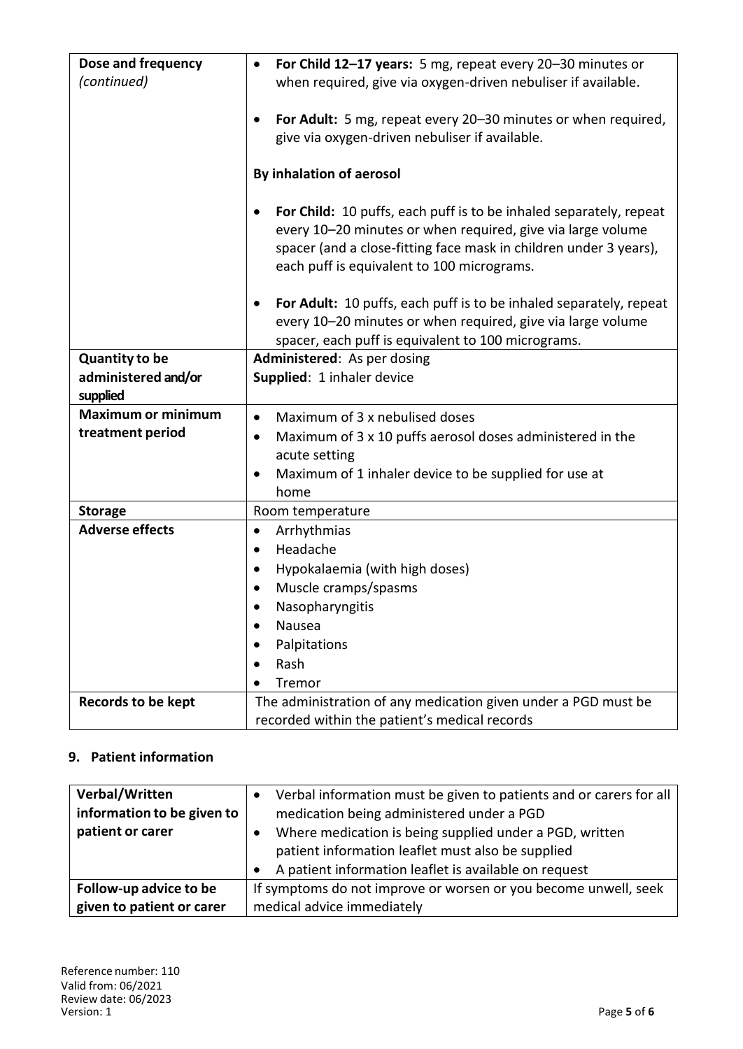| | |
|---|---|
| **Dose and frequency** *(continued)* | • **For Child 12–17 years:** 5 mg, repeat every 20–30 minutes or when required, give via oxygen-driven nebuliser if available.<br><br>• **For Adult:** 5 mg, repeat every 20–30 minutes or when required, give via oxygen-driven nebuliser if available.<br><br>**By inhalation of aerosol**<br><br>• **For Child:** 10 puffs, each puff is to be inhaled separately, repeat every 10–20 minutes or when required, give via large volume spacer (and a close-fitting face mask in children under 3 years), each puff is equivalent to 100 micrograms.<br><br>• **For Adult:** 10 puffs, each puff is to be inhaled separately, repeat every 10–20 minutes or when required, give via large volume spacer, each puff is equivalent to 100 micrograms. |
| **Quantity to be administered and/or supplied** | **Administered**: As per dosing<br>**Supplied**: 1 inhaler device |
| **Maximum or minimum treatment period** | • Maximum of 3 x nebulised doses<br>• Maximum of 3 x 10 puffs aerosol doses administered in the acute setting<br>• Maximum of 1 inhaler device to be supplied for use at home |
| **Storage** | Room temperature |
| **Adverse effects** | • Arrhythmias<br>• Headache<br>• Hypokalaemia (with high doses)<br>• Muscle cramps/spasms<br>• Nasopharyngitis<br>• Nausea<br>• Palpitations<br>• Rash<br>• Tremor |
| **Records to be kept** | The administration of any medication given under a PGD must be recorded within the patient's medical records |

## 9. Patient information

| | |
|---|---|
| **Verbal/Written information to be given to patient or carer** | • Verbal information must be given to patients and or carers for all medication being administered under a PGD<br>• Where medication is being supplied under a PGD, written patient information leaflet must also be supplied<br>• A patient information leaflet is available on request |
| **Follow-up advice to be given to patient or carer** | If symptoms do not improve or worsen or you become unwell, seek medical advice immediately |

Reference number: 110
Valid from: 06/2021
Review date: 06/2023
Version: 1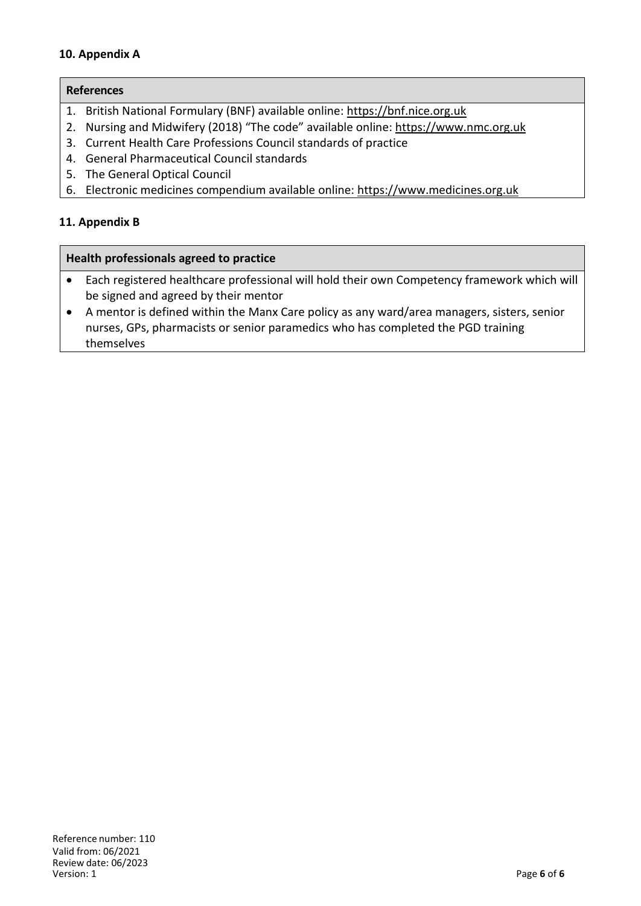## 10. Appendix A

| References |
|---|
| 1. British National Formulary (BNF) available online: https://bnf.nice.org.uk<br>2. Nursing and Midwifery (2018) "The code" available online: https://www.nmc.org.uk<br>3. Current Health Care Professions Council standards of practice<br>4. General Pharmaceutical Council standards<br>5. The General Optical Council<br>6. Electronic medicines compendium available online: https://www.medicines.org.uk |

## 11. Appendix B

| Health professionals agreed to practice |
|---|
| • Each registered healthcare professional will hold their own Competency framework which will be signed and agreed by their mentor<br>• A mentor is defined within the Manx Care policy as any ward/area managers, sisters, senior nurses, GPs, pharmacists or senior paramedics who has completed the PGD training themselves |

Reference number: 110
Valid from: 06/2021
Review date: 06/2023
Version: 1